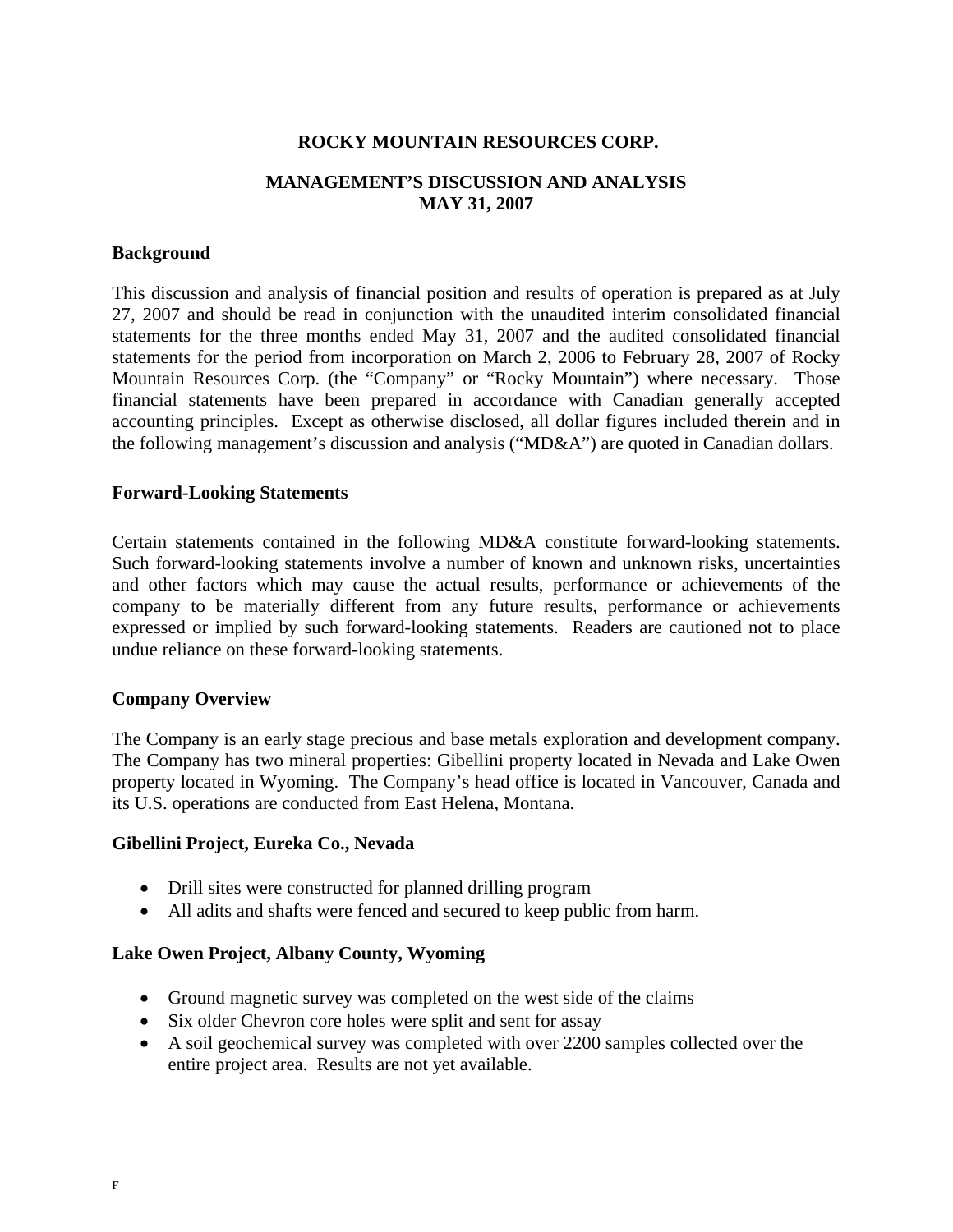# ROCKY MOUNTAIN RESOURCES CORP.

## MANAGEMENT'S DISCUSSION AND ANALYSIS
## MAY 31, 2007

### Background

This discussion and analysis of financial position and results of operation is prepared as at July 27, 2007 and should be read in conjunction with the unaudited interim consolidated financial statements for the three months ended May 31, 2007 and the audited consolidated financial statements for the period from incorporation on March 2, 2006 to February 28, 2007 of Rocky Mountain Resources Corp. (the "Company" or "Rocky Mountain") where necessary. Those financial statements have been prepared in accordance with Canadian generally accepted accounting principles. Except as otherwise disclosed, all dollar figures included therein and in the following management's discussion and analysis ("MD&A") are quoted in Canadian dollars.

### Forward-Looking Statements

Certain statements contained in the following MD&A constitute forward-looking statements. Such forward-looking statements involve a number of known and unknown risks, uncertainties and other factors which may cause the actual results, performance or achievements of the company to be materially different from any future results, performance or achievements expressed or implied by such forward-looking statements. Readers are cautioned not to place undue reliance on these forward-looking statements.

### Company Overview

The Company is an early stage precious and base metals exploration and development company. The Company has two mineral properties: Gibellini property located in Nevada and Lake Owen property located in Wyoming. The Company's head office is located in Vancouver, Canada and its U.S. operations are conducted from East Helena, Montana.

### Gibellini Project, Eureka Co., Nevada

- Drill sites were constructed for planned drilling program
- All adits and shafts were fenced and secured to keep public from harm.

### Lake Owen Project, Albany County, Wyoming

- Ground magnetic survey was completed on the west side of the claims
- Six older Chevron core holes were split and sent for assay
- A soil geochemical survey was completed with over 2200 samples collected over the entire project area. Results are not yet available.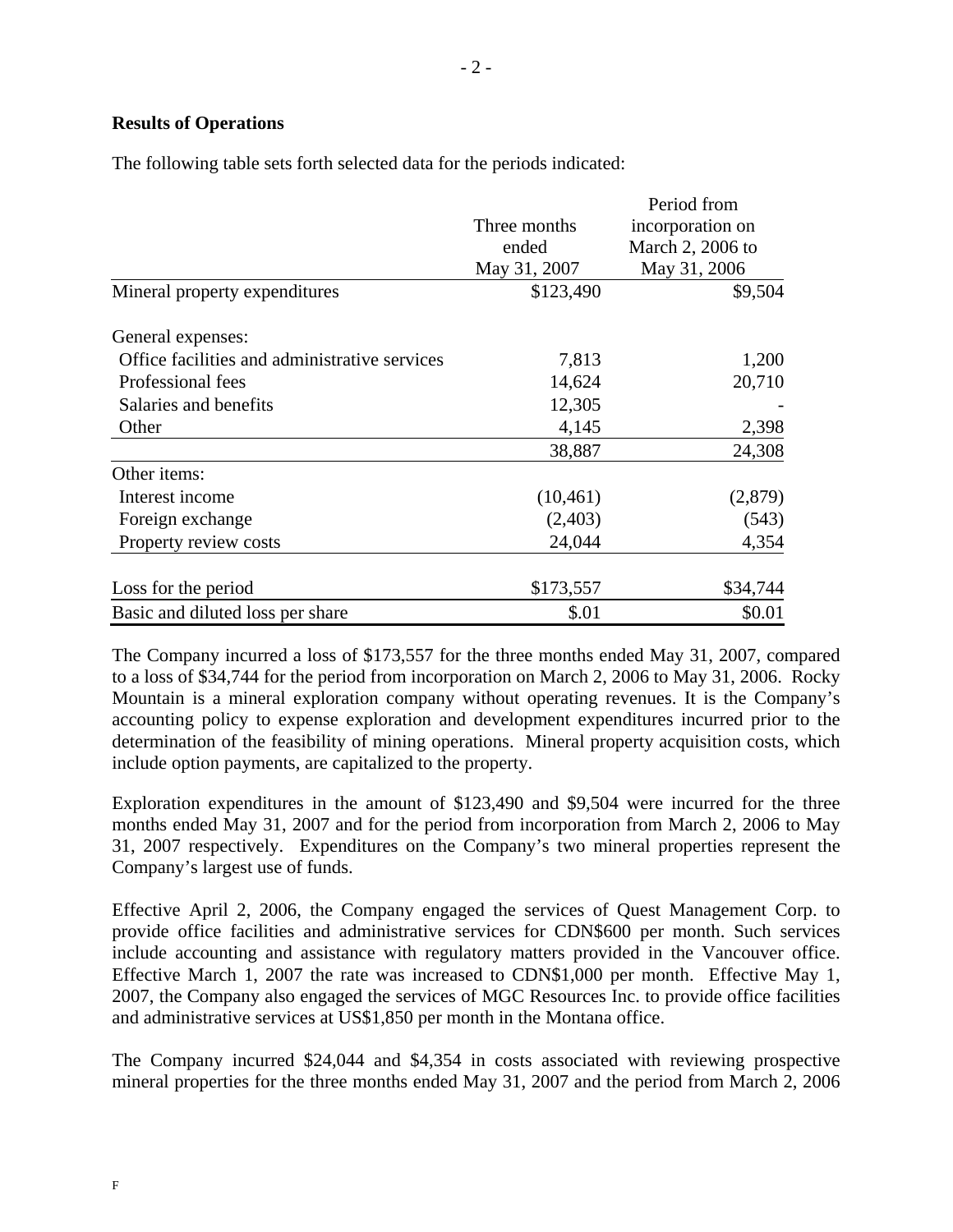## Results of Operations

The following table sets forth selected data for the periods indicated:

| | Three months ended May 31, 2007 | Period from incorporation on March 2, 2006 to May 31, 2006 |
|---|---|---|
| Mineral property expenditures | $123,490 | $9,504 |
| General expenses: | | |
| Office facilities and administrative services | 7,813 | 1,200 |
| Professional fees | 14,624 | 20,710 |
| Salaries and benefits | 12,305 | - |
| Other | 4,145 | 2,398 |
| | 38,887 | 24,308 |
| Other items: | | |
| Interest income | (10,461) | (2,879) |
| Foreign exchange | (2,403) | (543) |
| Property review costs | 24,044 | 4,354 |
| Loss for the period | $173,557 | $34,744 |
| Basic and diluted loss per share | $.01 | $0.01 |

The Company incurred a loss of $173,557 for the three months ended May 31, 2007, compared to a loss of $34,744 for the period from incorporation on March 2, 2006 to May 31, 2006. Rocky Mountain is a mineral exploration company without operating revenues. It is the Company's accounting policy to expense exploration and development expenditures incurred prior to the determination of the feasibility of mining operations. Mineral property acquisition costs, which include option payments, are capitalized to the property.

Exploration expenditures in the amount of $123,490 and $9,504 were incurred for the three months ended May 31, 2007 and for the period from incorporation from March 2, 2006 to May 31, 2007 respectively. Expenditures on the Company's two mineral properties represent the Company's largest use of funds.

Effective April 2, 2006, the Company engaged the services of Quest Management Corp. to provide office facilities and administrative services for CDN$600 per month. Such services include accounting and assistance with regulatory matters provided in the Vancouver office. Effective March 1, 2007 the rate was increased to CDN$1,000 per month. Effective May 1, 2007, the Company also engaged the services of MGC Resources Inc. to provide office facilities and administrative services at US$1,850 per month in the Montana office.

The Company incurred $24,044 and $4,354 in costs associated with reviewing prospective mineral properties for the three months ended May 31, 2007 and the period from March 2, 2006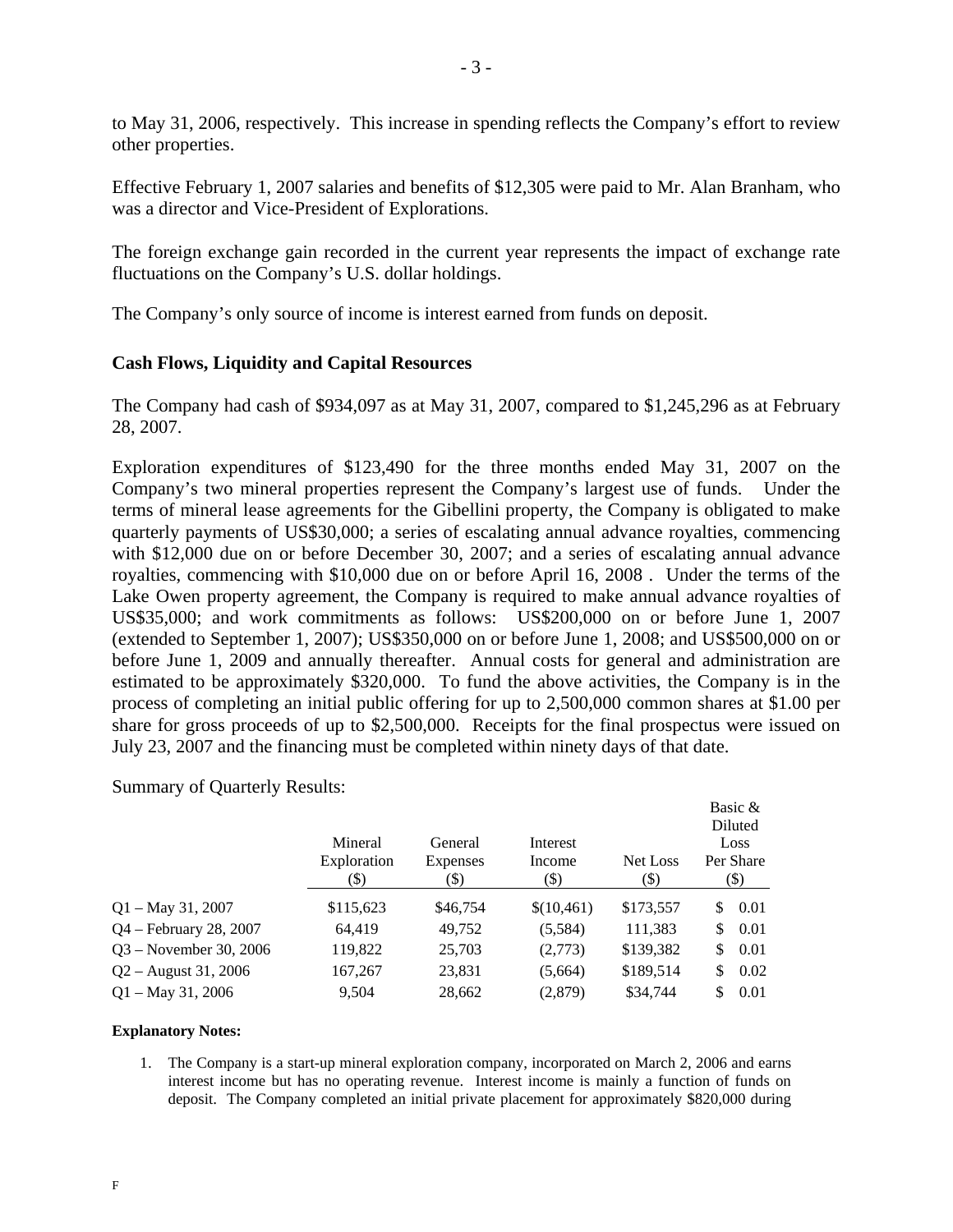to May 31, 2006, respectively. This increase in spending reflects the Company's effort to review other properties.

Effective February 1, 2007 salaries and benefits of $12,305 were paid to Mr. Alan Branham, who was a director and Vice-President of Explorations.

The foreign exchange gain recorded in the current year represents the impact of exchange rate fluctuations on the Company's U.S. dollar holdings.

The Company's only source of income is interest earned from funds on deposit.

**Cash Flows, Liquidity and Capital Resources**

The Company had cash of $934,097 as at May 31, 2007, compared to $1,245,296 as at February 28, 2007.

Exploration expenditures of $123,490 for the three months ended May 31, 2007 on the Company's two mineral properties represent the Company's largest use of funds. Under the terms of mineral lease agreements for the Gibellini property, the Company is obligated to make quarterly payments of US$30,000; a series of escalating annual advance royalties, commencing with $12,000 due on or before December 30, 2007; and a series of escalating annual advance royalties, commencing with $10,000 due on or before April 16, 2008 . Under the terms of the Lake Owen property agreement, the Company is required to make annual advance royalties of US$35,000; and work commitments as follows: US$200,000 on or before June 1, 2007 (extended to September 1, 2007); US$350,000 on or before June 1, 2008; and US$500,000 on or before June 1, 2009 and annually thereafter. Annual costs for general and administration are estimated to be approximately $320,000. To fund the above activities, the Company is in the process of completing an initial public offering for up to 2,500,000 common shares at $1.00 per share for gross proceeds of up to $2,500,000. Receipts for the final prospectus were issued on July 23, 2007 and the financing must be completed within ninety days of that date.

Summary of Quarterly Results:

| | Mineral Exploration ($) | General Expenses ($) | Interest Income ($) | Net Loss ($) | Basic & Diluted Loss Per Share ($) |
|---|---|---|---|---|---|
| Q1 – May 31, 2007 | $115,623 | $46,754 | $(10,461) | $173,557 | $ 0.01 |
| Q4 – February 28, 2007 | 64,419 | 49,752 | (5,584) | 111,383 | $ 0.01 |
| Q3 – November 30, 2006 | 119,822 | 25,703 | (2,773) | $139,382 | $ 0.01 |
| Q2 – August 31, 2006 | 167,267 | 23,831 | (5,664) | $189,514 | $ 0.02 |
| Q1 – May 31, 2006 | 9,504 | 28,662 | (2,879) | $34,744 | $ 0.01 |

**Explanatory Notes:**

1. The Company is a start-up mineral exploration company, incorporated on March 2, 2006 and earns interest income but has no operating revenue. Interest income is mainly a function of funds on deposit. The Company completed an initial private placement for approximately $820,000 during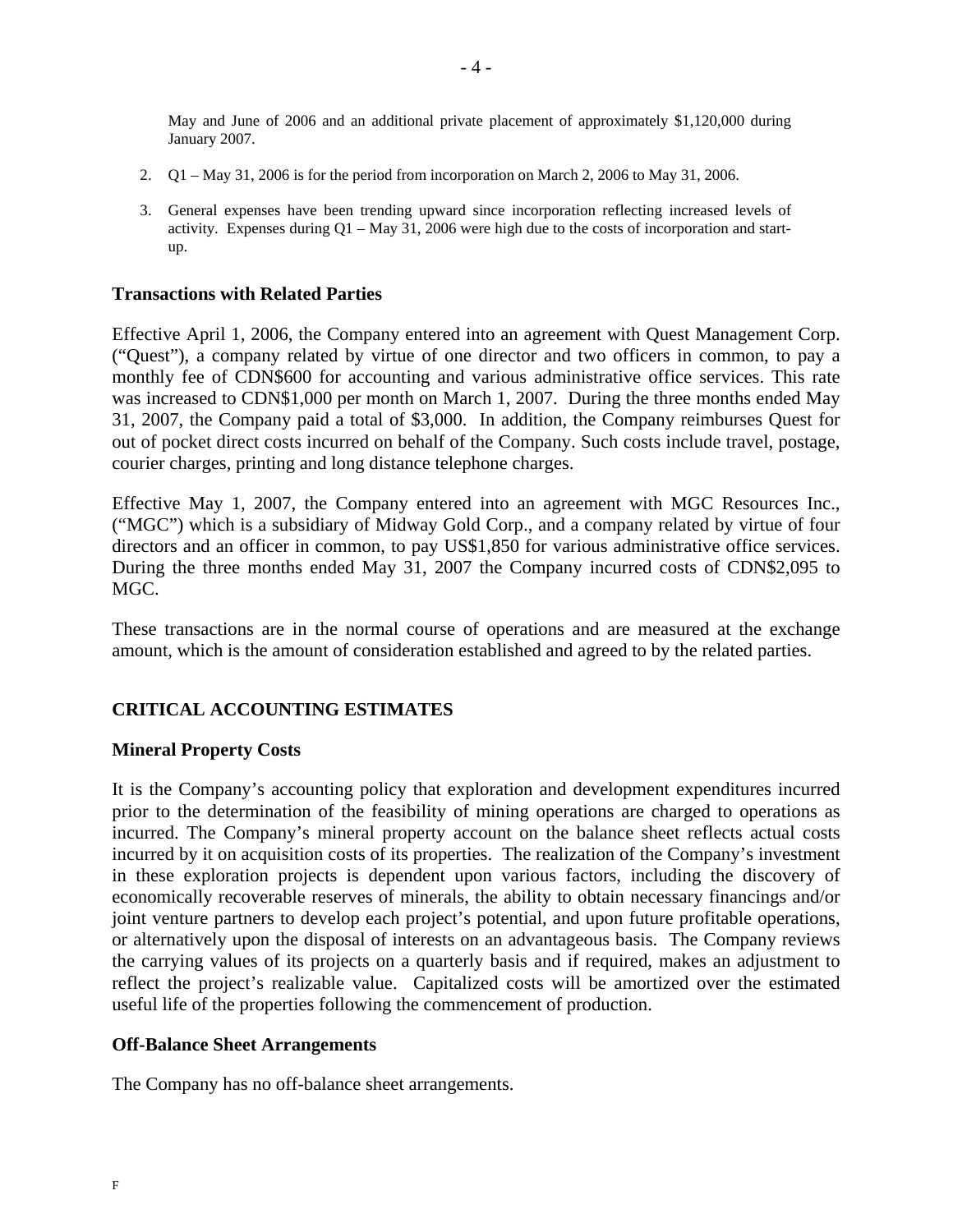May and June of 2006 and an additional private placement of approximately $1,120,000 during January 2007.

2. Q1 – May 31, 2006 is for the period from incorporation on March 2, 2006 to May 31, 2006.
3. General expenses have been trending upward since incorporation reflecting increased levels of activity. Expenses during Q1 – May 31, 2006 were high due to the costs of incorporation and start-up.

### Transactions with Related Parties

Effective April 1, 2006, the Company entered into an agreement with Quest Management Corp. ("Quest"), a company related by virtue of one director and two officers in common, to pay a monthly fee of CDN$600 for accounting and various administrative office services. This rate was increased to CDN$1,000 per month on March 1, 2007. During the three months ended May 31, 2007, the Company paid a total of $3,000. In addition, the Company reimburses Quest for out of pocket direct costs incurred on behalf of the Company. Such costs include travel, postage, courier charges, printing and long distance telephone charges.

Effective May 1, 2007, the Company entered into an agreement with MGC Resources Inc., ("MGC") which is a subsidiary of Midway Gold Corp., and a company related by virtue of four directors and an officer in common, to pay US$1,850 for various administrative office services. During the three months ended May 31, 2007 the Company incurred costs of CDN$2,095 to MGC.

These transactions are in the normal course of operations and are measured at the exchange amount, which is the amount of consideration established and agreed to by the related parties.

## CRITICAL ACCOUNTING ESTIMATES

### Mineral Property Costs

It is the Company's accounting policy that exploration and development expenditures incurred prior to the determination of the feasibility of mining operations are charged to operations as incurred. The Company's mineral property account on the balance sheet reflects actual costs incurred by it on acquisition costs of its properties. The realization of the Company's investment in these exploration projects is dependent upon various factors, including the discovery of economically recoverable reserves of minerals, the ability to obtain necessary financings and/or joint venture partners to develop each project's potential, and upon future profitable operations, or alternatively upon the disposal of interests on an advantageous basis. The Company reviews the carrying values of its projects on a quarterly basis and if required, makes an adjustment to reflect the project's realizable value. Capitalized costs will be amortized over the estimated useful life of the properties following the commencement of production.

### Off-Balance Sheet Arrangements

The Company has no off-balance sheet arrangements.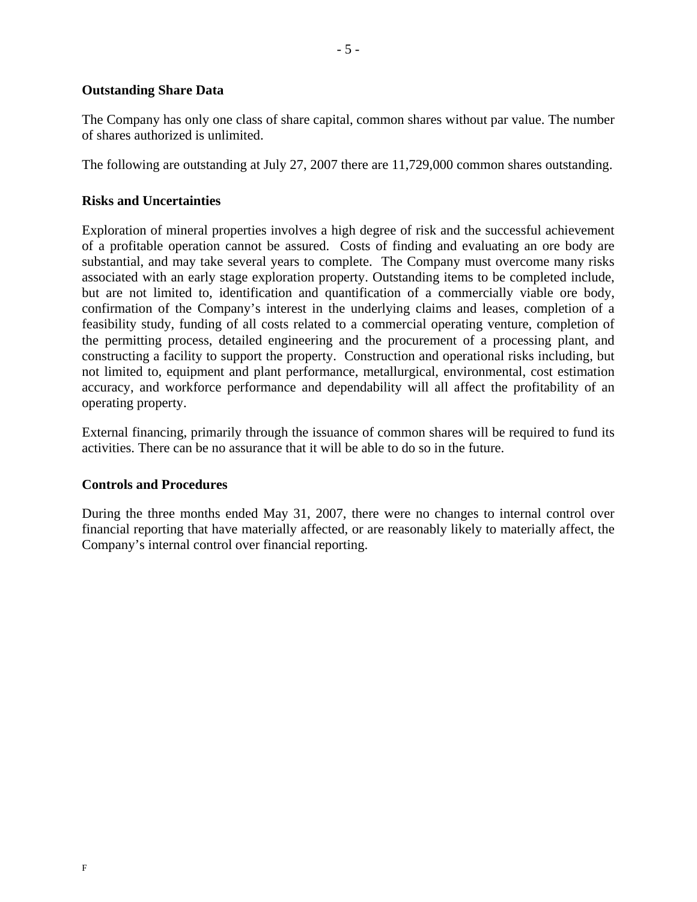## Outstanding Share Data

The Company has only one class of share capital, common shares without par value. The number of shares authorized is unlimited.

The following are outstanding at July 27, 2007 there are 11,729,000 common shares outstanding.

## Risks and Uncertainties

Exploration of mineral properties involves a high degree of risk and the successful achievement of a profitable operation cannot be assured. Costs of finding and evaluating an ore body are substantial, and may take several years to complete. The Company must overcome many risks associated with an early stage exploration property. Outstanding items to be completed include, but are not limited to, identification and quantification of a commercially viable ore body, confirmation of the Company's interest in the underlying claims and leases, completion of a feasibility study, funding of all costs related to a commercial operating venture, completion of the permitting process, detailed engineering and the procurement of a processing plant, and constructing a facility to support the property. Construction and operational risks including, but not limited to, equipment and plant performance, metallurgical, environmental, cost estimation accuracy, and workforce performance and dependability will all affect the profitability of an operating property.

External financing, primarily through the issuance of common shares will be required to fund its activities. There can be no assurance that it will be able to do so in the future.

## Controls and Procedures

During the three months ended May 31, 2007, there were no changes to internal control over financial reporting that have materially affected, or are reasonably likely to materially affect, the Company's internal control over financial reporting.